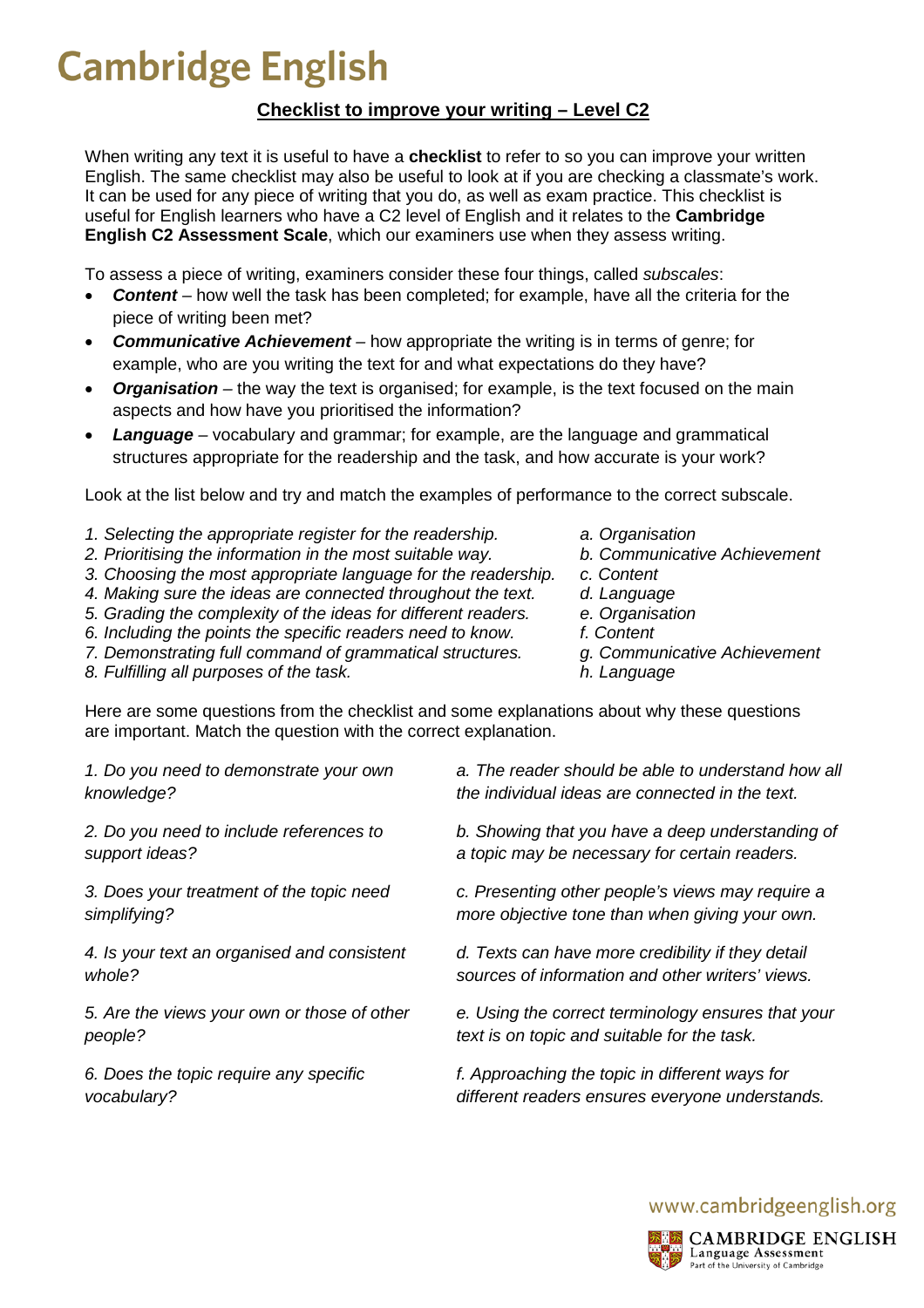# Cambridge English

## Checklist to improve your writing – Level C2

When writing any text it is useful to have a **checklist** to refer to so you can improve your written English. The same checklist may also be useful to look at if you are checking a classmate's work. It can be used for any piece of writing that you do, as well as exam practice. This checklist is useful for English learners who have a C2 level of English and it relates to the **Cambridge English C2 Assessment Scale**, which our examiners use when they assess writing.

To assess a piece of writing, examiners consider these four things, called *subscales*:

- ***Content*** – how well the task has been completed; for example, have all the criteria for the piece of writing been met?
- ***Communicative Achievement*** – how appropriate the writing is in terms of genre; for example, who are you writing the text for and what expectations do they have?
- ***Organisation*** – the way the text is organised; for example, is the text focused on the main aspects and how have you prioritised the information?
- ***Language*** – vocabulary and grammar; for example, are the language and grammatical structures appropriate for the readership and the task, and how accurate is your work?

Look at the list below and try and match the examples of performance to the correct subscale.

| | |
|---|---|
| *1. Selecting the appropriate register for the readership.* | *a. Organisation* |
| *2. Prioritising the information in the most suitable way.* | *b. Communicative Achievement* |
| *3. Choosing the most appropriate language for the readership.* | *c. Content* |
| *4. Making sure the ideas are connected throughout the text.* | *d. Language* |
| *5. Grading the complexity of the ideas for different readers.* | *e. Organisation* |
| *6. Including the points the specific readers need to know.* | *f. Content* |
| *7. Demonstrating full command of grammatical structures.* | *g. Communicative Achievement* |
| *8. Fulfilling all purposes of the task.* | *h. Language* |

Here are some questions from the checklist and some explanations about why these questions are important. Match the question with the correct explanation.

| | |
|---|---|
| *1. Do you need to demonstrate your own knowledge?* | *a. The reader should be able to understand how all the individual ideas are connected in the text.* |
| *2. Do you need to include references to support ideas?* | *b. Showing that you have a deep understanding of a topic may be necessary for certain readers.* |
| *3. Does your treatment of the topic need simplifying?* | *c. Presenting other people's views may require a more objective tone than when giving your own.* |
| *4. Is your text an organised and consistent whole?* | *d. Texts can have more credibility if they detail sources of information and other writers' views.* |
| *5. Are the views your own or those of other people?* | *e. Using the correct terminology ensures that your text is on topic and suitable for the task.* |
| *6. Does the topic require any specific vocabulary?* | *f. Approaching the topic in different ways for different readers ensures everyone understands.* |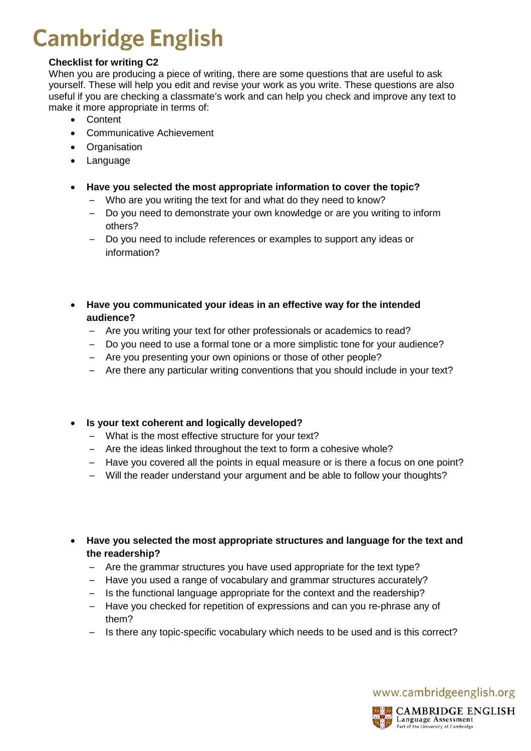# Cambridge English

**Checklist for writing C2**

When you are producing a piece of writing, there are some questions that are useful to ask yourself. These will help you edit and revise your work as you write. These questions are also useful if you are checking a classmate's work and can help you check and improve any text to make it more appropriate in terms of:

- Content
- Communicative Achievement
- Organisation
- Language

- **Have you selected the most appropriate information to cover the topic?**
  - Who are you writing the text for and what do they need to know?
  - Do you need to demonstrate your own knowledge or are you writing to inform others?
  - Do you need to include references or examples to support any ideas or information?

- **Have you communicated your ideas in an effective way for the intended audience?**
  - Are you writing your text for other professionals or academics to read?
  - Do you need to use a formal tone or a more simplistic tone for your audience?
  - Are you presenting your own opinions or those of other people?
  - Are there any particular writing conventions that you should include in your text?

- **Is your text coherent and logically developed?**
  - What is the most effective structure for your text?
  - Are the ideas linked throughout the text to form a cohesive whole?
  - Have you covered all the points in equal measure or is there a focus on one point?
  - Will the reader understand your argument and be able to follow your thoughts?

- **Have you selected the most appropriate structures and language for the text and the readership?**
  - Are the grammar structures you have used appropriate for the text type?
  - Have you used a range of vocabulary and grammar structures accurately?
  - Is the functional language appropriate for the context and the readership?
  - Have you checked for repetition of expressions and can you re-phrase any of them?
  - Is there any topic-specific vocabulary which needs to be used and is this correct?

www.cambridgeenglish.org

CAMBRIDGE ENGLISH
Language Assessment
Part of the University of Cambridge